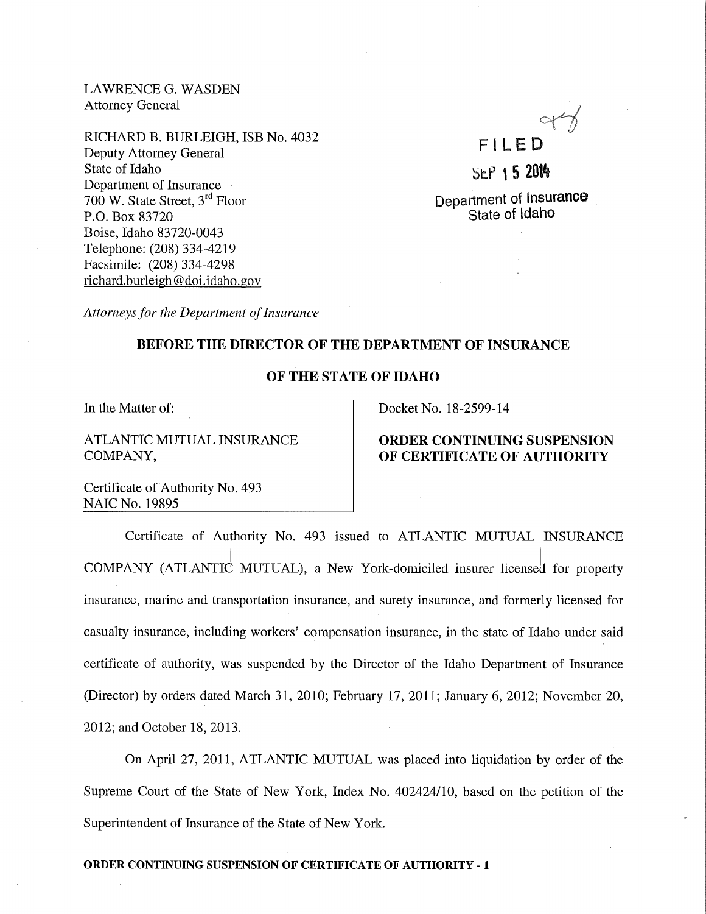LAWRENCE G. WASDEN
Attorney General

RICHARD B. BURLEIGH, ISB No. 4032
Deputy Attorney General
State of Idaho
Department of Insurance
700 W. State Street, 3rd Floor
P.O. Box 83720
Boise, Idaho 83720-0043
Telephone: (208) 334-4219
Facsimile: (208) 334-4298
richard.burleigh@doi.idaho.gov

FILED

SEP 15 2014

Department of Insurance
State of Idaho

*Attorneys for the Department of Insurance*

**BEFORE THE DIRECTOR OF THE DEPARTMENT OF INSURANCE**

**OF THE STATE OF IDAHO**

| In the Matter of: | Docket No. 18-2599-14 |
|---|---|
| ATLANTIC MUTUAL INSURANCE COMPANY, | **ORDER CONTINUING SUSPENSION OF CERTIFICATE OF AUTHORITY** |
| Certificate of Authority No. 493<br>NAIC No. 19895 | |

Certificate of Authority No. 493 issued to ATLANTIC MUTUAL INSURANCE COMPANY (ATLANTIC MUTUAL), a New York-domiciled insurer licensed for property insurance, marine and transportation insurance, and surety insurance, and formerly licensed for casualty insurance, including workers' compensation insurance, in the state of Idaho under said certificate of authority, was suspended by the Director of the Idaho Department of Insurance (Director) by orders dated March 31, 2010; February 17, 2011; January 6, 2012; November 20, 2012; and October 18, 2013.

On April 27, 2011, ATLANTIC MUTUAL was placed into liquidation by order of the Supreme Court of the State of New York, Index No. 402424/10, based on the petition of the Superintendent of Insurance of the State of New York.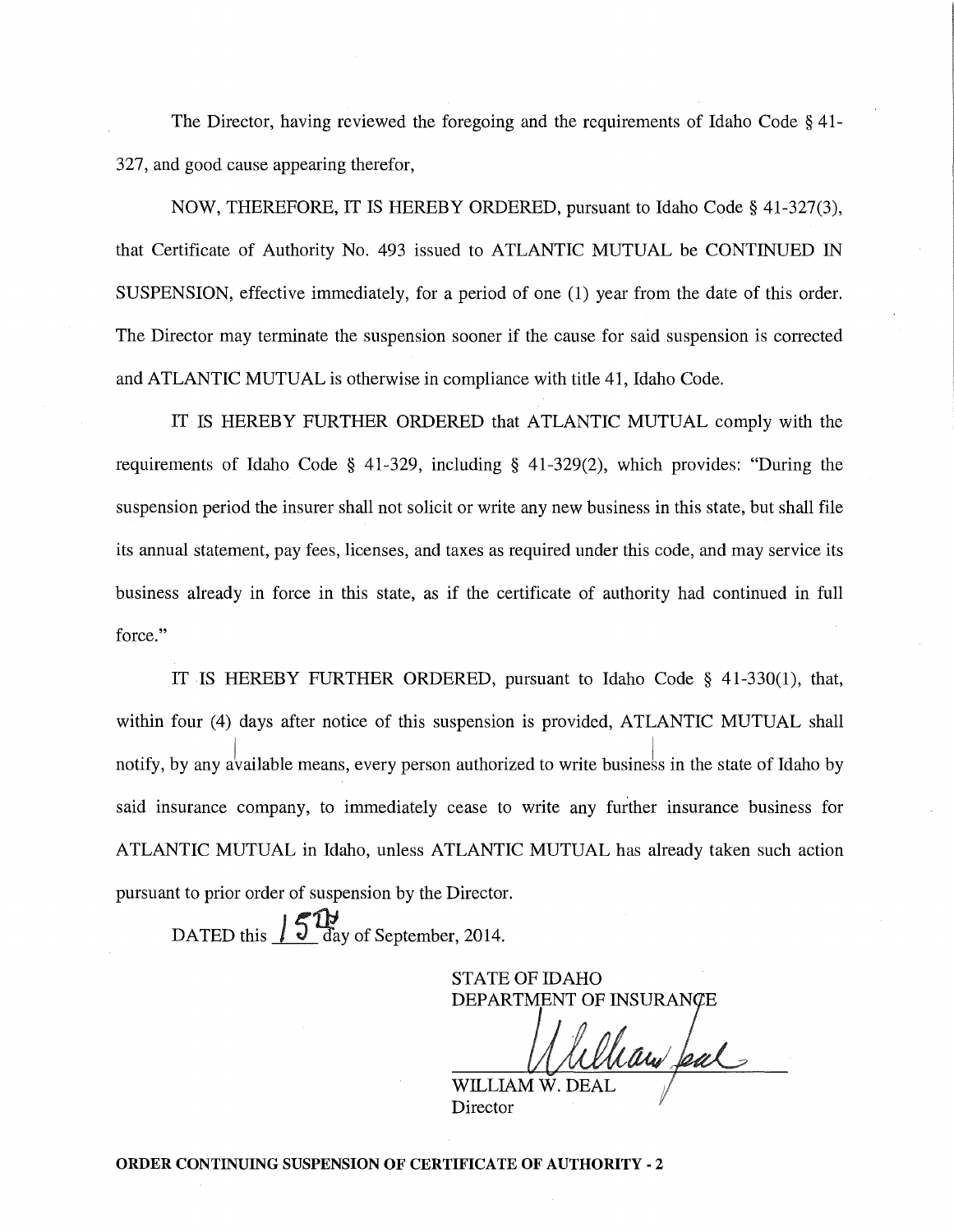The Director, having reviewed the foregoing and the requirements of Idaho Code § 41-327, and good cause appearing therefor,

NOW, THEREFORE, IT IS HEREBY ORDERED, pursuant to Idaho Code § 41-327(3), that Certificate of Authority No. 493 issued to ATLANTIC MUTUAL be CONTINUED IN SUSPENSION, effective immediately, for a period of one (1) year from the date of this order. The Director may terminate the suspension sooner if the cause for said suspension is corrected and ATLANTIC MUTUAL is otherwise in compliance with title 41, Idaho Code.

IT IS HEREBY FURTHER ORDERED that ATLANTIC MUTUAL comply with the requirements of Idaho Code § 41-329, including § 41-329(2), which provides: "During the suspension period the insurer shall not solicit or write any new business in this state, but shall file its annual statement, pay fees, licenses, and taxes as required under this code, and may service its business already in force in this state, as if the certificate of authority had continued in full force."

IT IS HEREBY FURTHER ORDERED, pursuant to Idaho Code § 41-330(1), that, within four (4) days after notice of this suspension is provided, ATLANTIC MUTUAL shall notify, by any available means, every person authorized to write business in the state of Idaho by said insurance company, to immediately cease to write any further insurance business for ATLANTIC MUTUAL in Idaho, unless ATLANTIC MUTUAL has already taken such action pursuant to prior order of suspension by the Director.

DATED this 15th day of September, 2014.

STATE OF IDAHO
DEPARTMENT OF INSURANCE

William Deal

WILLIAM W. DEAL
Director

**ORDER CONTINUING SUSPENSION OF CERTIFICATE OF AUTHORITY - 2**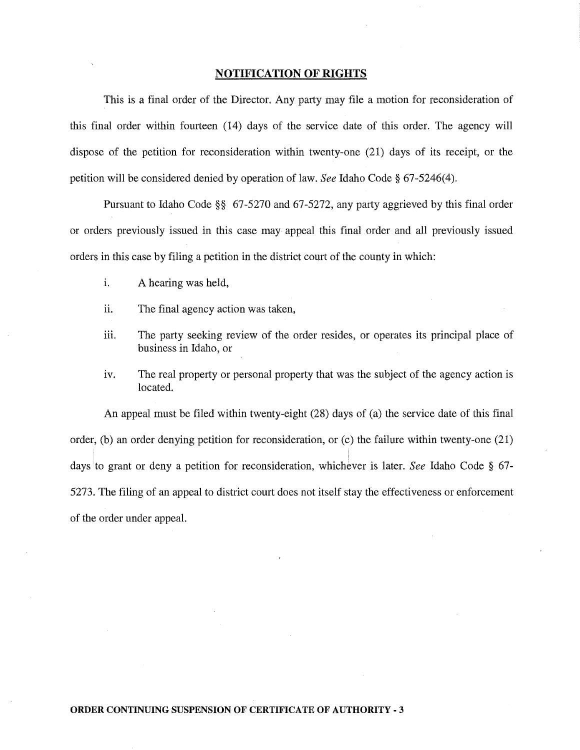## NOTIFICATION OF RIGHTS

This is a final order of the Director. Any party may file a motion for reconsideration of this final order within fourteen (14) days of the service date of this order. The agency will dispose of the petition for reconsideration within twenty-one (21) days of its receipt, or the petition will be considered denied by operation of law. *See* Idaho Code § 67-5246(4).

Pursuant to Idaho Code §§ 67-5270 and 67-5272, any party aggrieved by this final order or orders previously issued in this case may appeal this final order and all previously issued orders in this case by filing a petition in the district court of the county in which:

i. A hearing was held,

ii. The final agency action was taken,

iii. The party seeking review of the order resides, or operates its principal place of business in Idaho, or

iv. The real property or personal property that was the subject of the agency action is located.

An appeal must be filed within twenty-eight (28) days of (a) the service date of this final order, (b) an order denying petition for reconsideration, or (c) the failure within twenty-one (21) days to grant or deny a petition for reconsideration, whichever is later. *See* Idaho Code § 67-5273. The filing of an appeal to district court does not itself stay the effectiveness or enforcement of the order under appeal.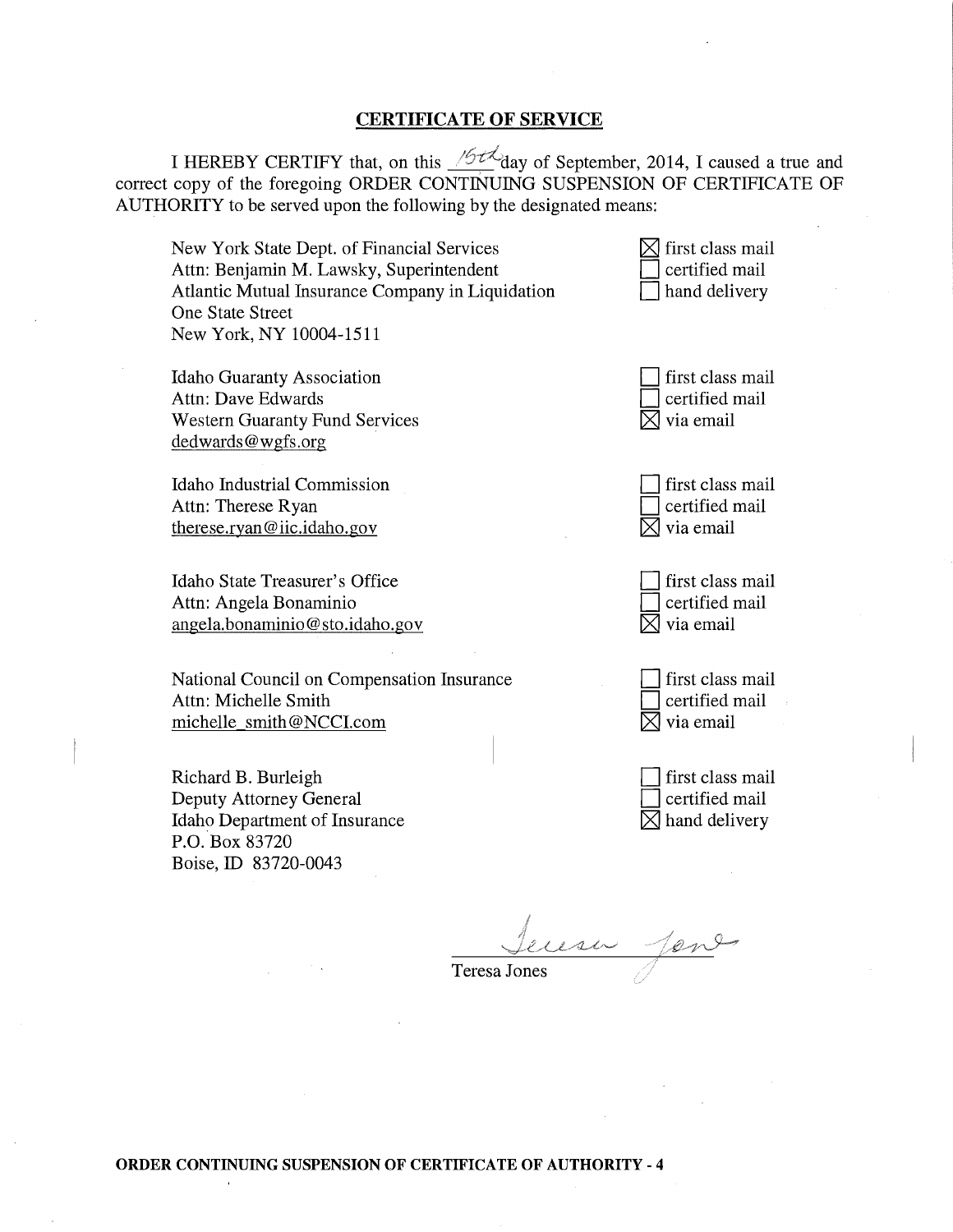## CERTIFICATE OF SERVICE

I HEREBY CERTIFY that, on this 15th day of September, 2014, I caused a true and correct copy of the foregoing ORDER CONTINUING SUSPENSION OF CERTIFICATE OF AUTHORITY to be served upon the following by the designated means:

| | |
|---|---|
| New York State Dept. of Financial Services<br>Attn: Benjamin M. Lawsky, Superintendent<br>Atlantic Mutual Insurance Company in Liquidation<br>One State Street<br>New York, NY 10004-1511 | ☒ first class mail<br>☐ certified mail<br>☐ hand delivery |
| Idaho Guaranty Association<br>Attn: Dave Edwards<br>Western Guaranty Fund Services<br>dedwards@wgfs.org | ☐ first class mail<br>☐ certified mail<br>☒ via email |
| Idaho Industrial Commission<br>Attn: Therese Ryan<br>therese.ryan@iic.idaho.gov | ☐ first class mail<br>☐ certified mail<br>☒ via email |
| Idaho State Treasurer's Office<br>Attn: Angela Bonaminio<br>angela.bonaminio@sto.idaho.gov | ☐ first class mail<br>☐ certified mail<br>☒ via email |
| National Council on Compensation Insurance<br>Attn: Michelle Smith<br>michelle_smith@NCCI.com | ☐ first class mail<br>☐ certified mail<br>☒ via email |
| Richard B. Burleigh<br>Deputy Attorney General<br>Idaho Department of Insurance<br>P.O. Box 83720<br>Boise, ID 83720-0043 | ☐ first class mail<br>☐ certified mail<br>☒ hand delivery |

Teresa Jones

Teresa Jones

**ORDER CONTINUING SUSPENSION OF CERTIFICATE OF AUTHORITY - 4**